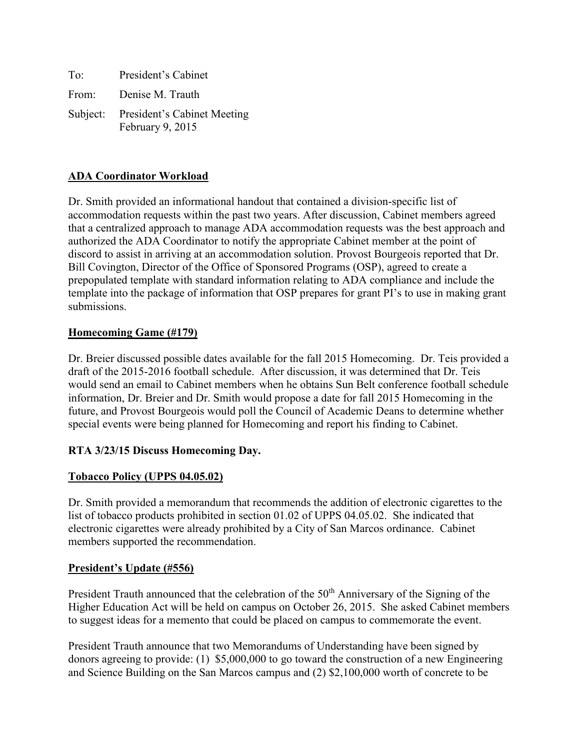To: President's Cabinet

From: Denise M. Trauth

Subject: President's Cabinet Meeting
February 9, 2015

**ADA Coordinator Workload**

Dr. Smith provided an informational handout that contained a division-specific list of accommodation requests within the past two years. After discussion, Cabinet members agreed that a centralized approach to manage ADA accommodation requests was the best approach and authorized the ADA Coordinator to notify the appropriate Cabinet member at the point of discord to assist in arriving at an accommodation solution. Provost Bourgeois reported that Dr. Bill Covington, Director of the Office of Sponsored Programs (OSP), agreed to create a prepopulated template with standard information relating to ADA compliance and include the template into the package of information that OSP prepares for grant PI's to use in making grant submissions.

**Homecoming Game (#179)**

Dr. Breier discussed possible dates available for the fall 2015 Homecoming. Dr. Teis provided a draft of the 2015-2016 football schedule. After discussion, it was determined that Dr. Teis would send an email to Cabinet members when he obtains Sun Belt conference football schedule information, Dr. Breier and Dr. Smith would propose a date for fall 2015 Homecoming in the future, and Provost Bourgeois would poll the Council of Academic Deans to determine whether special events were being planned for Homecoming and report his finding to Cabinet.

**RTA 3/23/15 Discuss Homecoming Day.**

**Tobacco Policy (UPPS 04.05.02)**

Dr. Smith provided a memorandum that recommends the addition of electronic cigarettes to the list of tobacco products prohibited in section 01.02 of UPPS 04.05.02. She indicated that electronic cigarettes were already prohibited by a City of San Marcos ordinance. Cabinet members supported the recommendation.

**President's Update (#556)**

President Trauth announced that the celebration of the 50th Anniversary of the Signing of the Higher Education Act will be held on campus on October 26, 2015. She asked Cabinet members to suggest ideas for a memento that could be placed on campus to commemorate the event.

President Trauth announce that two Memorandums of Understanding have been signed by donors agreeing to provide: (1) $5,000,000 to go toward the construction of a new Engineering and Science Building on the San Marcos campus and (2) $2,100,000 worth of concrete to be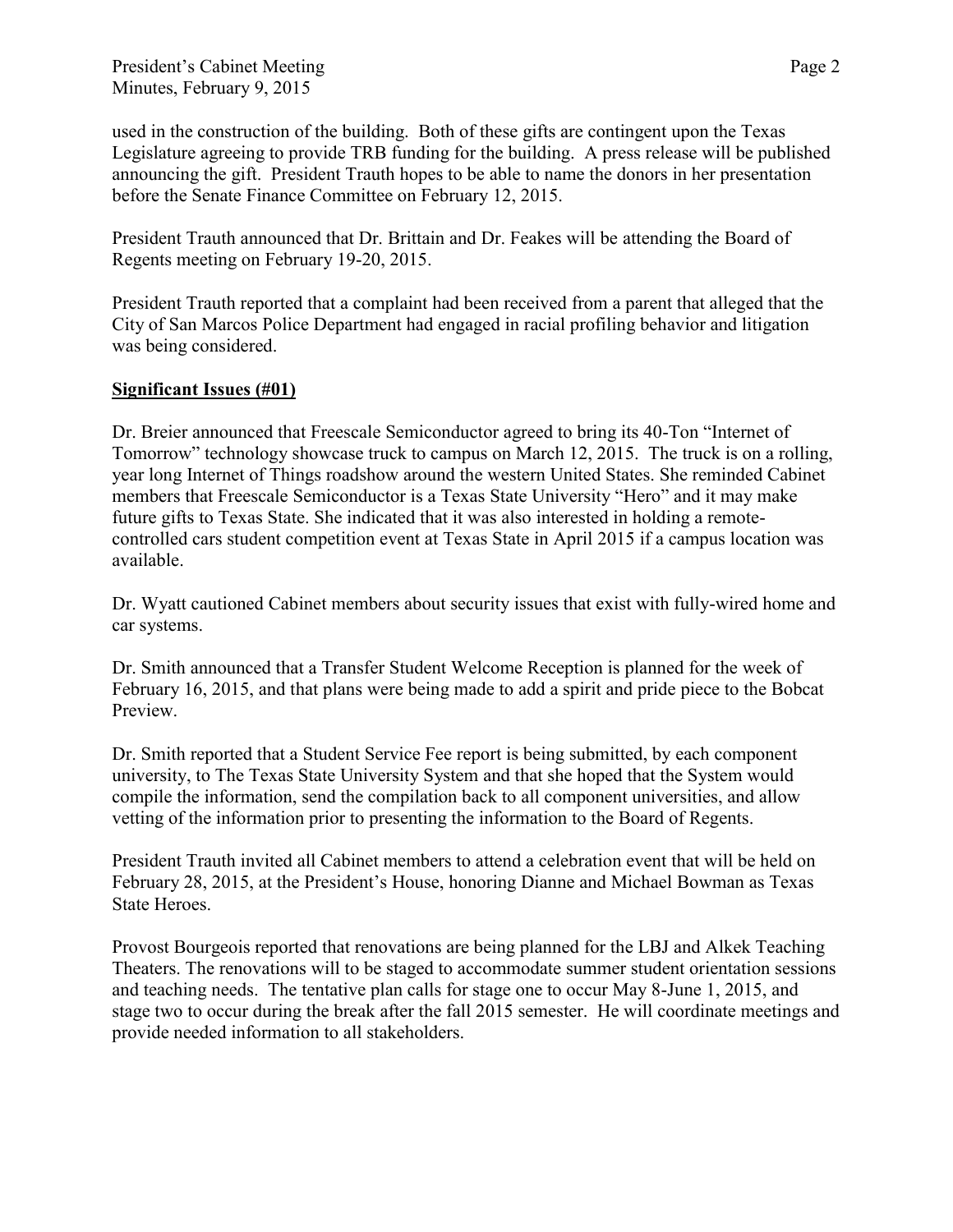used in the construction of the building. Both of these gifts are contingent upon the Texas Legislature agreeing to provide TRB funding for the building. A press release will be published announcing the gift. President Trauth hopes to be able to name the donors in her presentation before the Senate Finance Committee on February 12, 2015.

President Trauth announced that Dr. Brittain and Dr. Feakes will be attending the Board of Regents meeting on February 19-20, 2015.

President Trauth reported that a complaint had been received from a parent that alleged that the City of San Marcos Police Department had engaged in racial profiling behavior and litigation was being considered.

**Significant Issues (#01)**

Dr. Breier announced that Freescale Semiconductor agreed to bring its 40-Ton "Internet of Tomorrow" technology showcase truck to campus on March 12, 2015. The truck is on a rolling, year long Internet of Things roadshow around the western United States. She reminded Cabinet members that Freescale Semiconductor is a Texas State University "Hero" and it may make future gifts to Texas State. She indicated that it was also interested in holding a remote-controlled cars student competition event at Texas State in April 2015 if a campus location was available.

Dr. Wyatt cautioned Cabinet members about security issues that exist with fully-wired home and car systems.

Dr. Smith announced that a Transfer Student Welcome Reception is planned for the week of February 16, 2015, and that plans were being made to add a spirit and pride piece to the Bobcat Preview.

Dr. Smith reported that a Student Service Fee report is being submitted, by each component university, to The Texas State University System and that she hoped that the System would compile the information, send the compilation back to all component universities, and allow vetting of the information prior to presenting the information to the Board of Regents.

President Trauth invited all Cabinet members to attend a celebration event that will be held on February 28, 2015, at the President's House, honoring Dianne and Michael Bowman as Texas State Heroes.

Provost Bourgeois reported that renovations are being planned for the LBJ and Alkek Teaching Theaters. The renovations will to be staged to accommodate summer student orientation sessions and teaching needs. The tentative plan calls for stage one to occur May 8-June 1, 2015, and stage two to occur during the break after the fall 2015 semester. He will coordinate meetings and provide needed information to all stakeholders.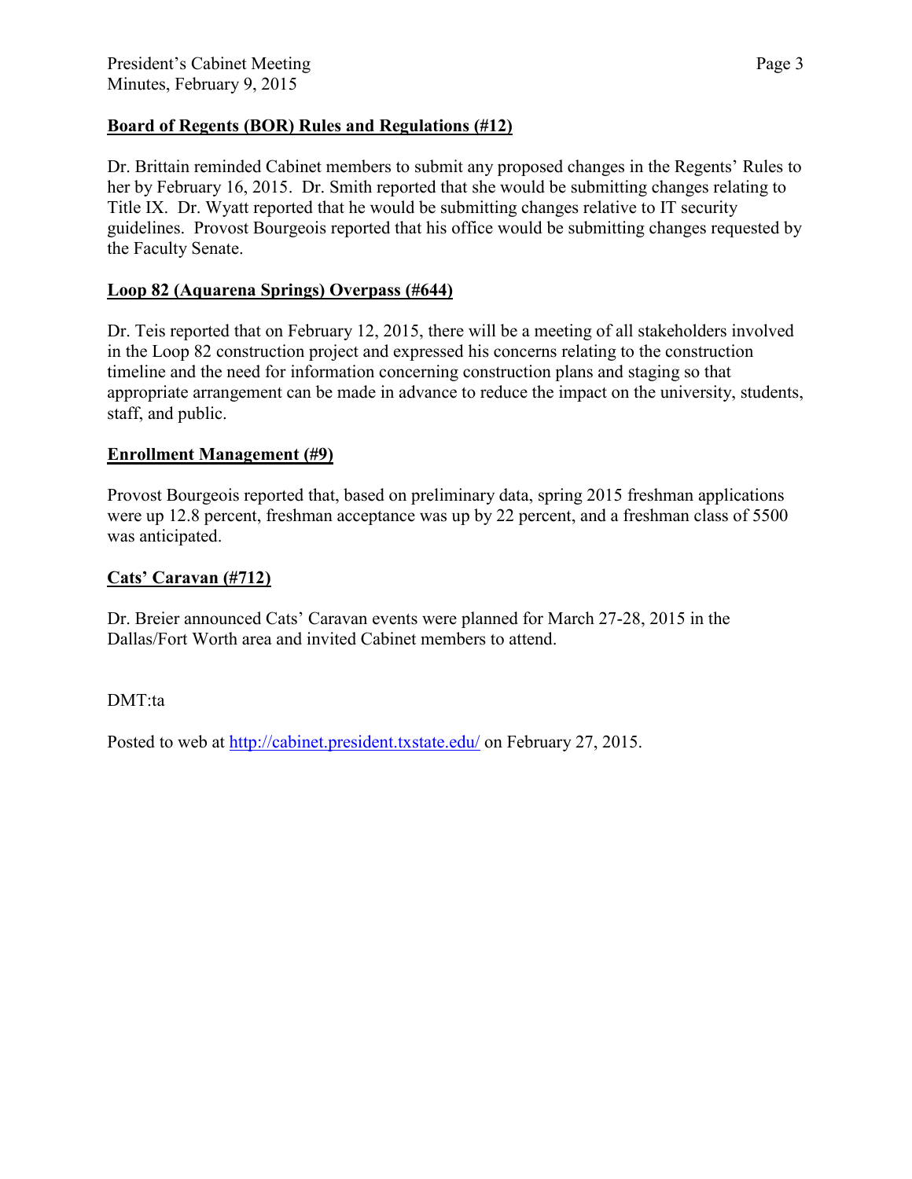**Board of Regents (BOR) Rules and Regulations (#12)**

Dr. Brittain reminded Cabinet members to submit any proposed changes in the Regents' Rules to her by February 16, 2015. Dr. Smith reported that she would be submitting changes relating to Title IX. Dr. Wyatt reported that he would be submitting changes relative to IT security guidelines. Provost Bourgeois reported that his office would be submitting changes requested by the Faculty Senate.

**Loop 82 (Aquarena Springs) Overpass (#644)**

Dr. Teis reported that on February 12, 2015, there will be a meeting of all stakeholders involved in the Loop 82 construction project and expressed his concerns relating to the construction timeline and the need for information concerning construction plans and staging so that appropriate arrangement can be made in advance to reduce the impact on the university, students, staff, and public.

**Enrollment Management (#9)**

Provost Bourgeois reported that, based on preliminary data, spring 2015 freshman applications were up 12.8 percent, freshman acceptance was up by 22 percent, and a freshman class of 5500 was anticipated.

**Cats' Caravan (#712)**

Dr. Breier announced Cats' Caravan events were planned for March 27-28, 2015 in the Dallas/Fort Worth area and invited Cabinet members to attend.

DMT:ta

Posted to web at http://cabinet.president.txstate.edu/ on February 27, 2015.